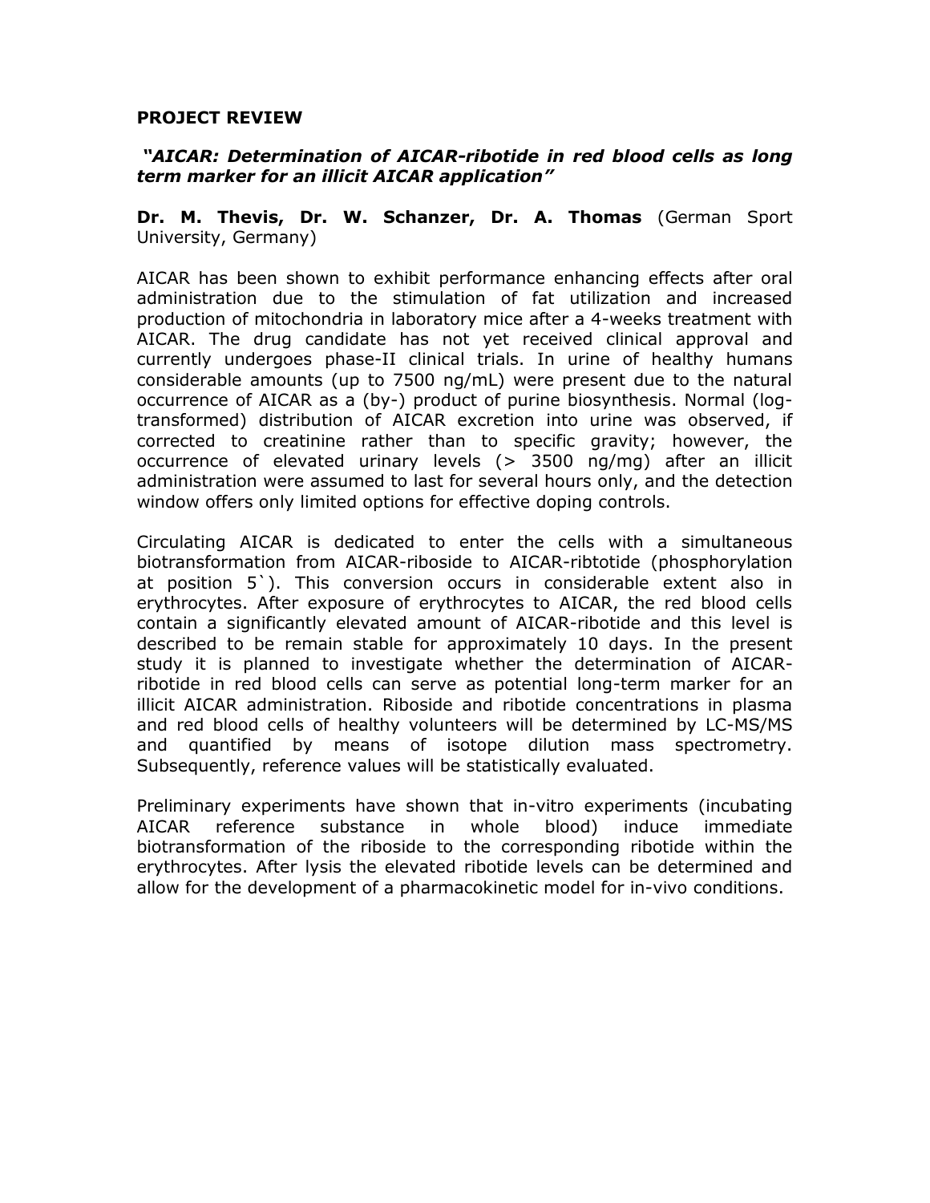**PROJECT REVIEW**

***"AICAR: Determination of AICAR-ribotide in red blood cells as long term marker for an illicit AICAR application"***

**Dr. M. Thevis, Dr. W. Schanzer, Dr. A. Thomas** (German Sport University, Germany)

AICAR has been shown to exhibit performance enhancing effects after oral administration due to the stimulation of fat utilization and increased production of mitochondria in laboratory mice after a 4-weeks treatment with AICAR. The drug candidate has not yet received clinical approval and currently undergoes phase-II clinical trials. In urine of healthy humans considerable amounts (up to 7500 ng/mL) were present due to the natural occurrence of AICAR as a (by-) product of purine biosynthesis. Normal (log-transformed) distribution of AICAR excretion into urine was observed, if corrected to creatinine rather than to specific gravity; however, the occurrence of elevated urinary levels (> 3500 ng/mg) after an illicit administration were assumed to last for several hours only, and the detection window offers only limited options for effective doping controls.

Circulating AICAR is dedicated to enter the cells with a simultaneous biotransformation from AICAR-riboside to AICAR-ribtotide (phosphorylation at position 5`). This conversion occurs in considerable extent also in erythrocytes. After exposure of erythrocytes to AICAR, the red blood cells contain a significantly elevated amount of AICAR-ribotide and this level is described to be remain stable for approximately 10 days. In the present study it is planned to investigate whether the determination of AICAR-ribotide in red blood cells can serve as potential long-term marker for an illicit AICAR administration. Riboside and ribotide concentrations in plasma and red blood cells of healthy volunteers will be determined by LC-MS/MS and quantified by means of isotope dilution mass spectrometry. Subsequently, reference values will be statistically evaluated.

Preliminary experiments have shown that in-vitro experiments (incubating AICAR reference substance in whole blood) induce immediate biotransformation of the riboside to the corresponding ribotide within the erythrocytes. After lysis the elevated ribotide levels can be determined and allow for the development of a pharmacokinetic model for in-vivo conditions.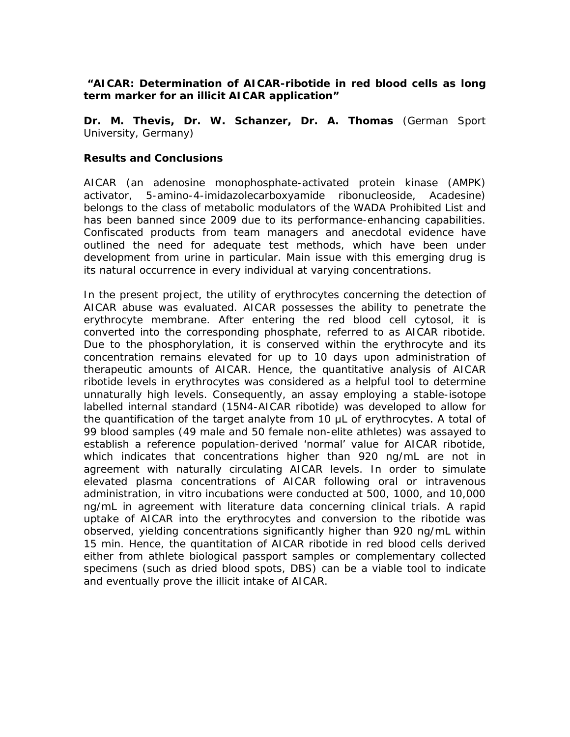**"AICAR: Determination of AICAR-ribotide in red blood cells as long term marker for an illicit AICAR application"**

**Dr. M. Thevis, Dr. W. Schanzer, Dr. A. Thomas** (German Sport University, Germany)

**Results and Conclusions**

AICAR (an adenosine monophosphate-activated protein kinase (AMPK) activator, 5-amino-4-imidazolecarboxyamide ribonucleoside, Acadesine) belongs to the class of metabolic modulators of the WADA Prohibited List and has been banned since 2009 due to its performance-enhancing capabilities. Confiscated products from team managers and anecdotal evidence have outlined the need for adequate test methods, which have been under development from urine in particular. Main issue with this emerging drug is its natural occurrence in every individual at varying concentrations.

In the present project, the utility of erythrocytes concerning the detection of AICAR abuse was evaluated. AICAR possesses the ability to penetrate the erythrocyte membrane. After entering the red blood cell cytosol, it is converted into the corresponding phosphate, referred to as AICAR ribotide. Due to the phosphorylation, it is conserved within the erythrocyte and its concentration remains elevated for up to 10 days upon administration of therapeutic amounts of AICAR. Hence, the quantitative analysis of AICAR ribotide levels in erythrocytes was considered as a helpful tool to determine unnaturally high levels. Consequently, an assay employing a stable-isotope labelled internal standard (15N4-AICAR ribotide) was developed to allow for the quantification of the target analyte from 10 µL of erythrocytes. A total of 99 blood samples (49 male and 50 female non-elite athletes) was assayed to establish a reference population-derived 'normal' value for AICAR ribotide, which indicates that concentrations higher than 920 ng/mL are not in agreement with naturally circulating AICAR levels. In order to simulate elevated plasma concentrations of AICAR following oral or intravenous administration, in vitro incubations were conducted at 500, 1000, and 10,000 ng/mL in agreement with literature data concerning clinical trials. A rapid uptake of AICAR into the erythrocytes and conversion to the ribotide was observed, yielding concentrations significantly higher than 920 ng/mL within 15 min. Hence, the quantitation of AICAR ribotide in red blood cells derived either from athlete biological passport samples or complementary collected specimens (such as dried blood spots, DBS) can be a viable tool to indicate and eventually prove the illicit intake of AICAR.